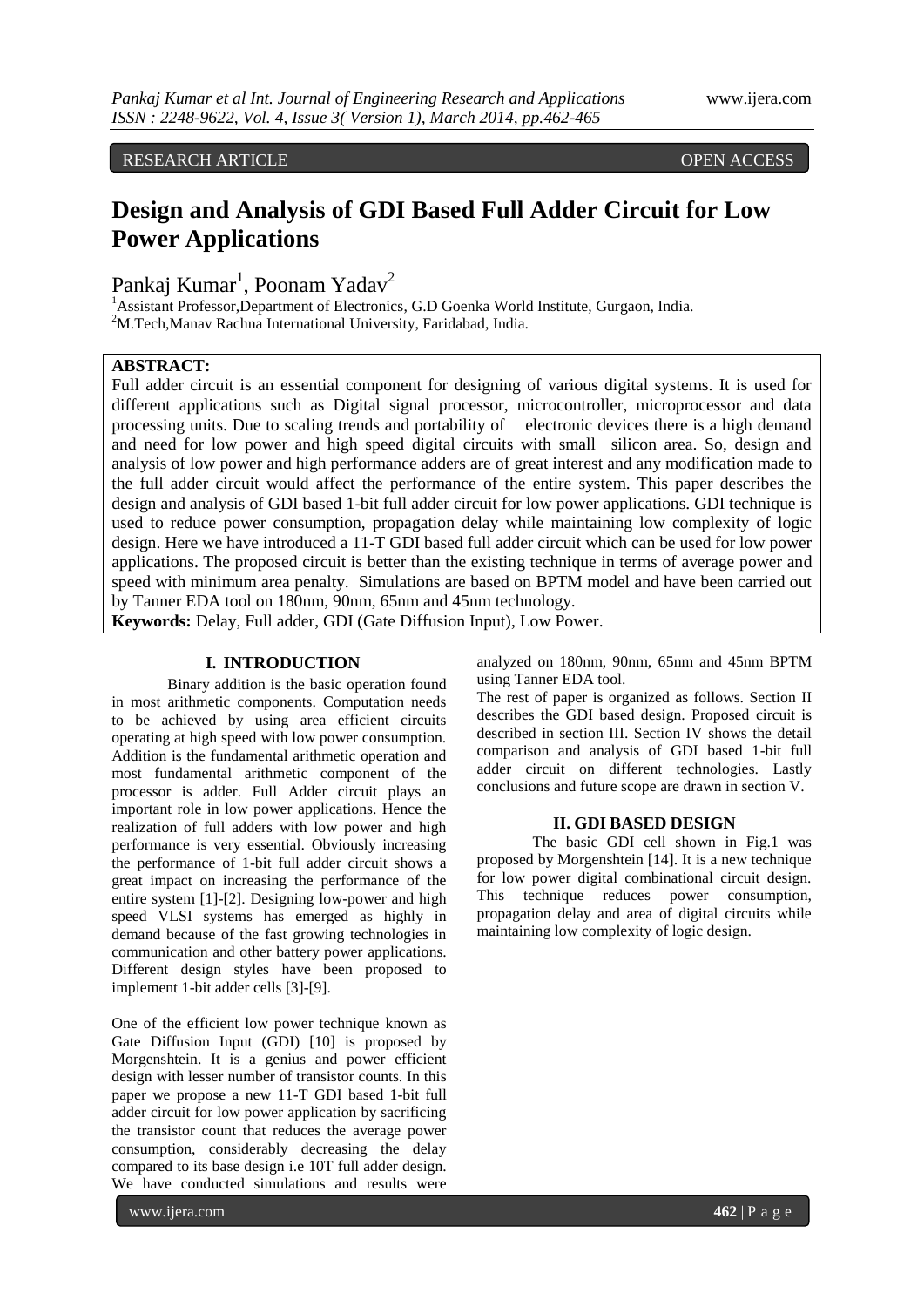RESEARCH ARTICLE OPEN ACCESS

# Design and Analysis of GDI Based Full Adder Circuit for Low Power Applications

Pankaj Kumar[1], Poonam Yadav[2]

[1]Assistant Professor,Department of Electronics, G.D Goenka World Institute, Gurgaon, India.
[2]M.Tech,Manav Rachna International University, Faridabad, India.

**ABSTRACT:**
Full adder circuit is an essential component for designing of various digital systems. It is used for different applications such as Digital signal processor, microcontroller, microprocessor and data processing units. Due to scaling trends and portability of electronic devices there is a high demand and need for low power and high speed digital circuits with small silicon area. So, design and analysis of low power and high performance adders are of great interest and any modification made to the full adder circuit would affect the performance of the entire system. This paper describes the design and analysis of GDI based 1-bit full adder circuit for low power applications. GDI technique is used to reduce power consumption, propagation delay while maintaining low complexity of logic design. Here we have introduced a 11-T GDI based full adder circuit which can be used for low power applications. The proposed circuit is better than the existing technique in terms of average power and speed with minimum area penalty. Simulations are based on BPTM model and have been carried out by Tanner EDA tool on 180nm, 90nm, 65nm and 45nm technology.

**Keywords:** Delay, Full adder, GDI (Gate Diffusion Input), Low Power.

## I. INTRODUCTION

Binary addition is the basic operation found in most arithmetic components. Computation needs to be achieved by using area efficient circuits operating at high speed with low power consumption. Addition is the fundamental arithmetic operation and most fundamental arithmetic component of the processor is adder. Full Adder circuit plays an important role in low power applications. Hence the realization of full adders with low power and high performance is very essential. Obviously increasing the performance of 1-bit full adder circuit shows a great impact on increasing the performance of the entire system [1]-[2]. Designing low-power and high speed VLSI systems has emerged as highly in demand because of the fast growing technologies in communication and other battery power applications. Different design styles have been proposed to implement 1-bit adder cells [3]-[9].

One of the efficient low power technique known as Gate Diffusion Input (GDI) [10] is proposed by Morgenshtein. It is a genius and power efficient design with lesser number of transistor counts. In this paper we propose a new 11-T GDI based 1-bit full adder circuit for low power application by sacrificing the transistor count that reduces the average power consumption, considerably decreasing the delay compared to its base design i.e 10T full adder design. We have conducted simulations and results were analyzed on 180nm, 90nm, 65nm and 45nm BPTM using Tanner EDA tool.

The rest of paper is organized as follows. Section II describes the GDI based design. Proposed circuit is described in section III. Section IV shows the detail comparison and analysis of GDI based 1-bit full adder circuit on different technologies. Lastly conclusions and future scope are drawn in section V.

## II. GDI BASED DESIGN

The basic GDI cell shown in Fig.1 was proposed by Morgenshtein [14]. It is a new technique for low power digital combinational circuit design. This technique reduces power consumption, propagation delay and area of digital circuits while maintaining low complexity of logic design.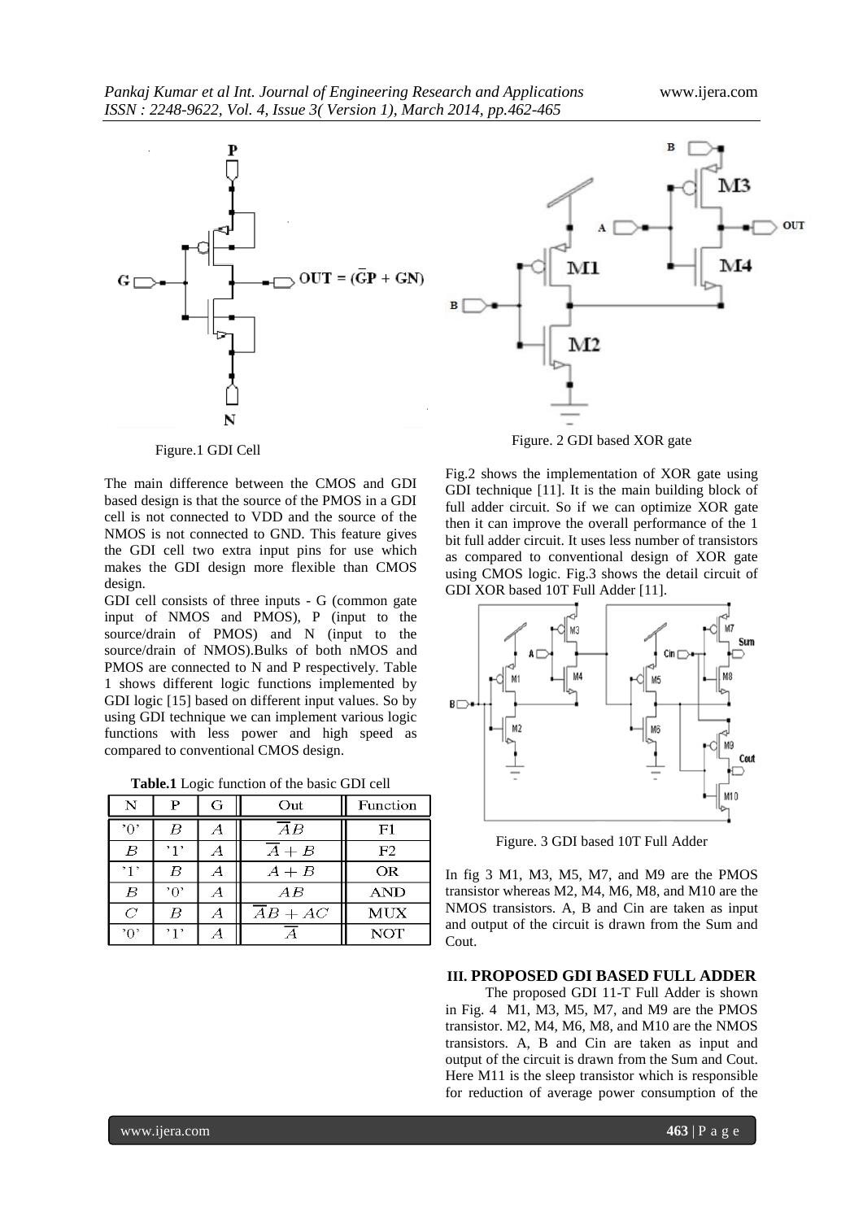Figure.1 GDI Cell

The main difference between the CMOS and GDI based design is that the source of the PMOS in a GDI cell is not connected to VDD and the source of the NMOS is not connected to GND. This feature gives the GDI cell two extra input pins for use which makes the GDI design more flexible than CMOS design.

GDI cell consists of three inputs - G (common gate input of NMOS and PMOS), P (input to the source/drain of PMOS) and N (input to the source/drain of NMOS).Bulks of both nMOS and PMOS are connected to N and P respectively. Table 1 shows different logic functions implemented by GDI logic [15] based on different input values. So by using GDI technique we can implement various logic functions with less power and high speed as compared to conventional CMOS design.

**Table.1** Logic function of the basic GDI cell

| N | P | G | Out | Function |
|---|---|---|---|---|
| '0' | $B$ | $A$ | $\overline{A}B$ | F1 |
| $B$ | '1' | $A$ | $\overline{A}+B$ | F2 |
| '1' | $B$ | $A$ | $A+B$ | OR |
| $B$ | '0' | $A$ | $AB$ | AND |
| $C$ | $B$ | $A$ | $\overline{A}B+AC$ | MUX |
| '0' | '1' | $A$ | $\overline{A}$ | NOT |

Figure. 2 GDI based XOR gate

Fig.2 shows the implementation of XOR gate using GDI technique [11]. It is the main building block of full adder circuit. So if we can optimize XOR gate then it can improve the overall performance of the 1 bit full adder circuit. It uses less number of transistors as compared to conventional design of XOR gate using CMOS logic. Fig.3 shows the detail circuit of GDI XOR based 10T Full Adder [11].

Figure. 3 GDI based 10T Full Adder

In fig 3 M1, M3, M5, M7, and M9 are the PMOS transistor whereas M2, M4, M6, M8, and M10 are the NMOS transistors. A, B and Cin are taken as input and output of the circuit is drawn from the Sum and Cout.

## III. PROPOSED GDI BASED FULL ADDER

The proposed GDI 11-T Full Adder is shown in Fig. 4 M1, M3, M5, M7, and M9 are the PMOS transistor. M2, M4, M6, M8, and M10 are the NMOS transistors. A, B and Cin are taken as input and output of the circuit is drawn from the Sum and Cout. Here M11 is the sleep transistor which is responsible for reduction of average power consumption of the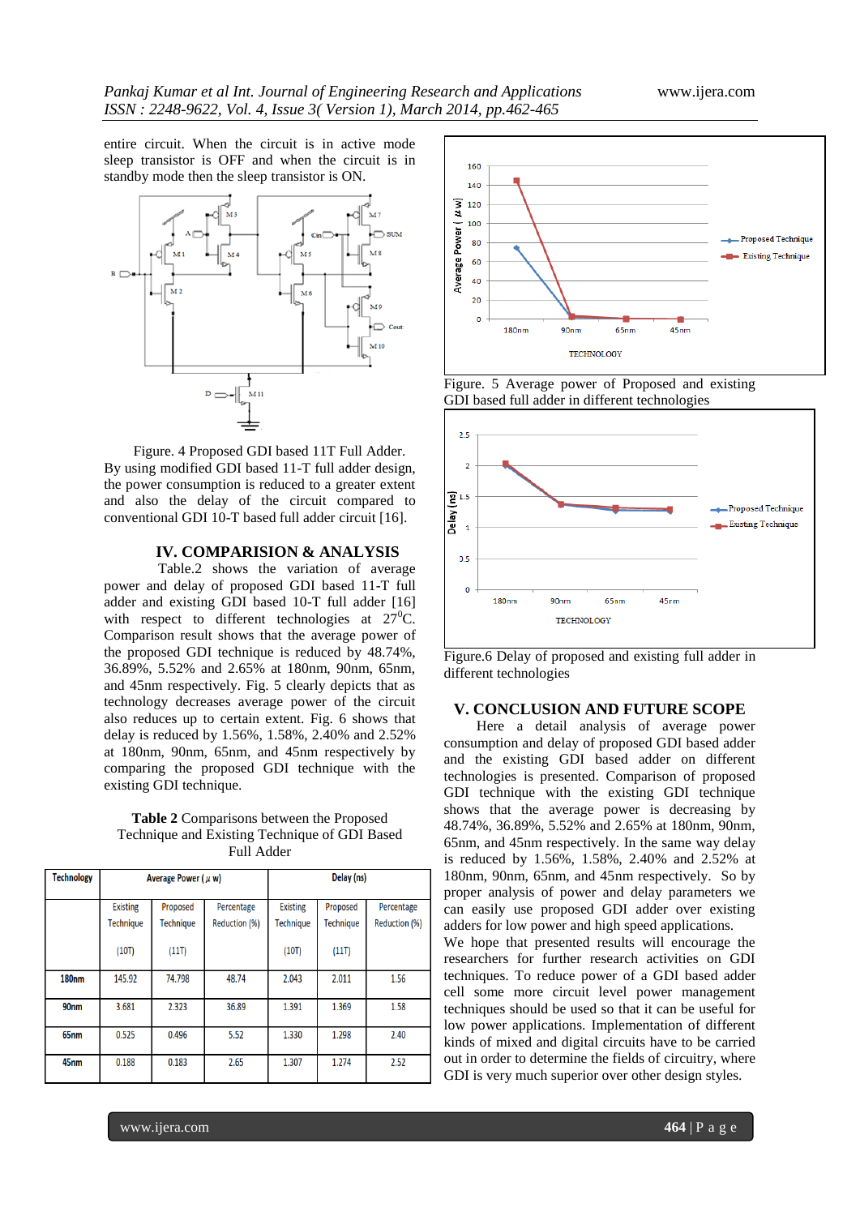entire circuit. When the circuit is in active mode sleep transistor is OFF and when the circuit is in standby mode then the sleep transistor is ON.

Figure. 4 Proposed GDI based 11T Full Adder.

By using modified GDI based 11-T full adder design, the power consumption is reduced to a greater extent and also the delay of the circuit compared to conventional GDI 10-T based full adder circuit [16].

## IV. COMPARISION & ANALYSIS

Table.2 shows the variation of average power and delay of proposed GDI based 11-T full adder and existing GDI based 10-T full adder [16] with respect to different technologies at $27^0$C. Comparison result shows that the average power of the proposed GDI technique is reduced by 48.74%, 36.89%, 5.52% and 2.65% at 180nm, 90nm, 65nm, and 45nm respectively. Fig. 5 clearly depicts that as technology decreases average power of the circuit also reduces up to certain extent. Fig. 6 shows that delay is reduced by 1.56%, 1.58%, 2.40% and 2.52% at 180nm, 90nm, 65nm, and 45nm respectively by comparing the proposed GDI technique with the existing GDI technique.

**Table 2** Comparisons between the Proposed Technique and Existing Technique of GDI Based Full Adder

| Technology | Average Power ( µ w) | | | Delay (ns) | | |
|---|---|---|---|---|---|---|
| | Existing Technique (10T) | Proposed Technique (11T) | Percentage Reduction (%) | Existing Technique (10T) | Proposed Technique (11T) | Percentage Reduction (%) |
| 180nm | 145.92 | 74.798 | 48.74 | 2.043 | 2.011 | 1.56 |
| 90nm | 3.681 | 2.323 | 36.89 | 1.391 | 1.369 | 1.58 |
| 65nm | 0.525 | 0.496 | 5.52 | 1.330 | 1.298 | 2.40 |
| 45nm | 0.188 | 0.183 | 2.65 | 1.307 | 1.274 | 2.52 |

Figure. 5 Average power of Proposed and existing GDI based full adder in different technologies

Figure.6 Delay of proposed and existing full adder in different technologies

## V. CONCLUSION AND FUTURE SCOPE

Here a detail analysis of average power consumption and delay of proposed GDI based adder and the existing GDI based adder on different technologies is presented. Comparison of proposed GDI technique with the existing GDI technique shows that the average power is decreasing by 48.74%, 36.89%, 5.52% and 2.65% at 180nm, 90nm, 65nm, and 45nm respectively. In the same way delay is reduced by 1.56%, 1.58%, 2.40% and 2.52% at 180nm, 90nm, 65nm, and 45nm respectively. So by proper analysis of power and delay parameters we can easily use proposed GDI adder over existing adders for low power and high speed applications.

We hope that presented results will encourage the researchers for further research activities on GDI techniques. To reduce power of a GDI based adder cell some more circuit level power management techniques should be used so that it can be useful for low power applications. Implementation of different kinds of mixed and digital circuits have to be carried out in order to determine the fields of circuitry, where GDI is very much superior over other design styles.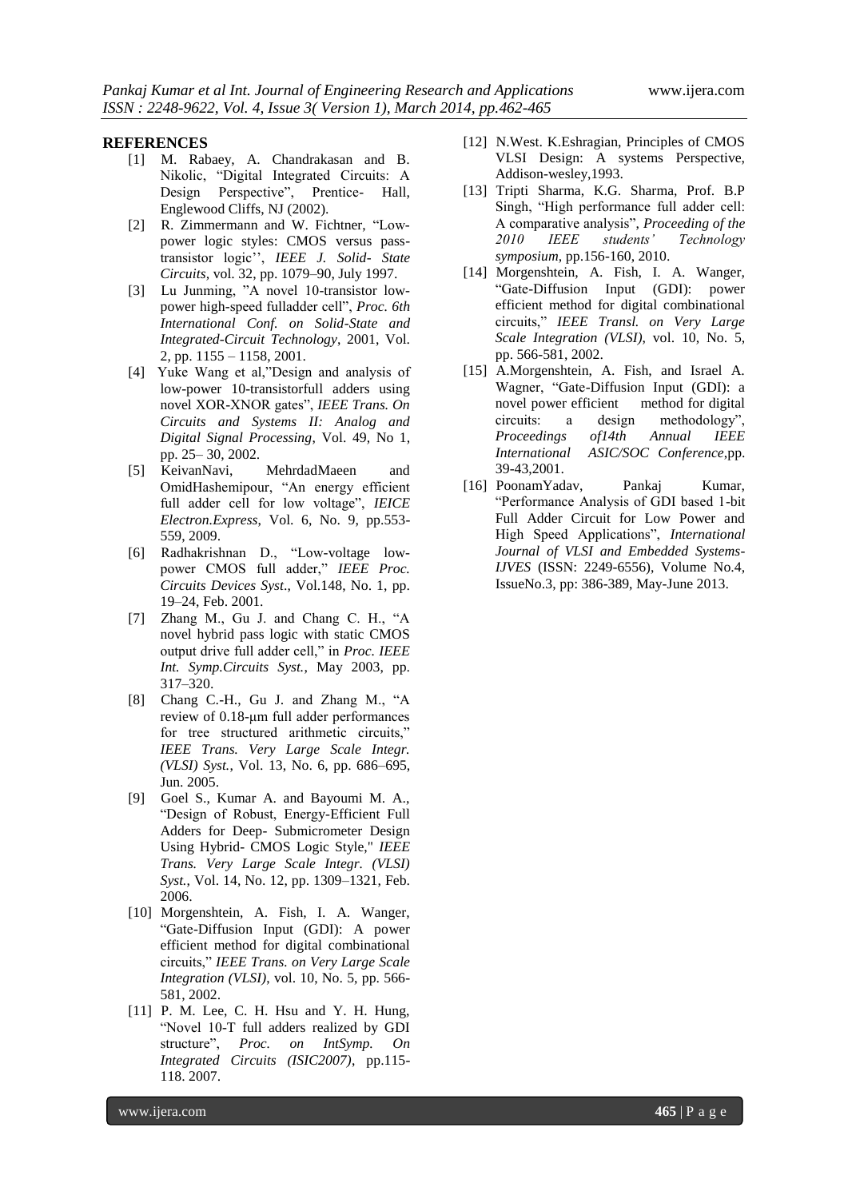## REFERENCES

[1] M. Rabaey, A. Chandrakasan and B. Nikolic, "Digital Integrated Circuits: A Design Perspective", Prentice- Hall, Englewood Cliffs, NJ (2002).

[2] R. Zimmermann and W. Fichtner, "Low-power logic styles: CMOS versus pass-transistor logic'', *IEEE J. Solid- State Circuits*, vol. 32, pp. 1079–90, July 1997.

[3] Lu Junming, "A novel 10-transistor low-power high-speed fulladder cell", *Proc. 6th International Conf. on Solid-State and Integrated-Circuit Technology*, 2001, Vol. 2, pp. 1155 – 1158, 2001.

[4] Yuke Wang et al,"Design and analysis of low-power 10-transistorfull adders using novel XOR-XNOR gates", *IEEE Trans. On Circuits and Systems II: Analog and Digital Signal Processing*, Vol. 49, No 1, pp. 25– 30, 2002.

[5] KeivanNavi, MehrdadMaeen and OmidHashemipour, "An energy efficient full adder cell for low voltage", *IEICE Electron.Express*, Vol. 6, No. 9, pp.553-559, 2009.

[6] Radhakrishnan D., "Low-voltage low-power CMOS full adder," *IEEE Proc. Circuits Devices Syst.*, Vol.148, No. 1, pp. 19–24, Feb. 2001.

[7] Zhang M., Gu J. and Chang C. H., "A novel hybrid pass logic with static CMOS output drive full adder cell," in *Proc. IEEE Int. Symp.Circuits Syst.*, May 2003, pp. 317–320.

[8] Chang C.-H., Gu J. and Zhang M., "A review of 0.18-μm full adder performances for tree structured arithmetic circuits," *IEEE Trans. Very Large Scale Integr. (VLSI) Syst.*, Vol. 13, No. 6, pp. 686–695, Jun. 2005.

[9] Goel S., Kumar A. and Bayoumi M. A., "Design of Robust, Energy-Efficient Full Adders for Deep- Submicrometer Design Using Hybrid- CMOS Logic Style," *IEEE Trans. Very Large Scale Integr. (VLSI) Syst.*, Vol. 14, No. 12, pp. 1309–1321, Feb. 2006.

[10] Morgenshtein, A. Fish, I. A. Wanger, "Gate-Diffusion Input (GDI): A power efficient method for digital combinational circuits," *IEEE Trans. on Very Large Scale Integration (VLSI)*, vol. 10, No. 5, pp. 566-581, 2002.

[11] P. M. Lee, C. H. Hsu and Y. H. Hung, "Novel 10-T full adders realized by GDI structure", *Proc. on IntSymp. On Integrated Circuits (ISIC2007)*, pp.115-118. 2007.

[12] N.West. K.Eshragian, Principles of CMOS VLSI Design: A systems Perspective, Addison-wesley,1993.

[13] Tripti Sharma, K.G. Sharma, Prof. B.P Singh, "High performance full adder cell: A comparative analysis", *Proceeding of the 2010 IEEE students' Technology symposium*, pp.156-160, 2010.

[14] Morgenshtein, A. Fish, I. A. Wanger, "Gate-Diffusion Input (GDI): power efficient method for digital combinational circuits," *IEEE Transl. on Very Large Scale Integration (VLSI)*, vol. 10, No. 5, pp. 566-581, 2002.

[15] A.Morgenshtein, A. Fish, and Israel A. Wagner, "Gate-Diffusion Input (GDI): a novel power efficient method for digital circuits: a design methodology", *Proceedings of14th Annual IEEE International ASIC/SOC Conference*,pp. 39-43,2001.

[16] PoonamYadav, Pankaj Kumar, "Performance Analysis of GDI based 1-bit Full Adder Circuit for Low Power and High Speed Applications", *International Journal of VLSI and Embedded Systems-IJVES* (ISSN: 2249-6556), Volume No.4, IssueNo.3, pp: 386-389, May-June 2013.